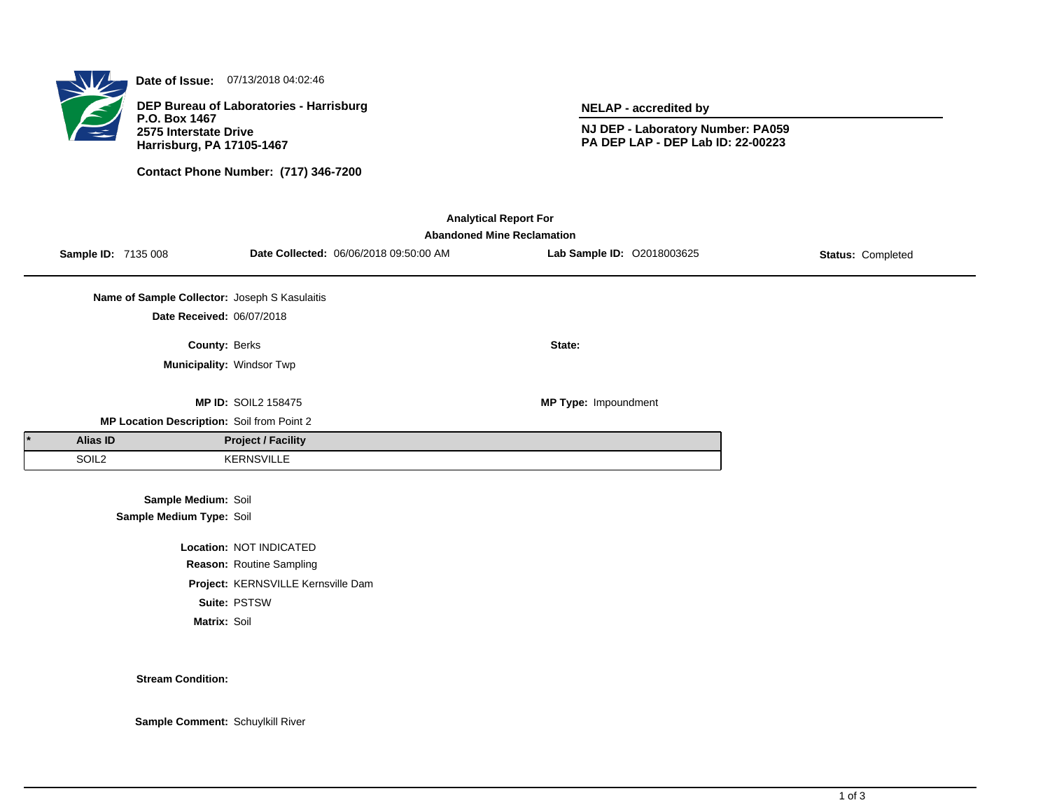**Date of Issue:** 07/13/2018 04:02:46

**DEP Bureau of Laboratories - Harrisburg**
**P.O. Box 1467**
**2575 Interstate Drive**
**Harrisburg, PA 17105-1467**

**Contact Phone Number: (717) 346-7200**

**NELAP - accredited by**

**NJ DEP - Laboratory Number: PA059**
**PA DEP LAP - DEP Lab ID: 22-00223**

**Analytical Report For**
**Abandoned Mine Reclamation**

**Sample ID:** 7135 008 **Date Collected:** 06/06/2018 09:50:00 AM **Lab Sample ID:** O2018003625 **Status:** Completed

**Name of Sample Collector:** Joseph S Kasulaitis
**Date Received:** 06/07/2018

**County:** Berks
**State:**
**Municipality:** Windsor Twp

**MP ID:** SOIL2 158475
**MP Type:** Impoundment
**MP Location Description:** Soil from Point 2

| * | Alias ID | Project / Facility |
|---|---|---|
| | SOIL2 | KERNSVILLE |

**Sample Medium:** Soil
**Sample Medium Type:** Soil

**Location:** NOT INDICATED
**Reason:** Routine Sampling
**Project:** KERNSVILLE Kernsville Dam
**Suite:** PSTSW
**Matrix:** Soil

**Stream Condition:**

**Sample Comment:** Schuylkill River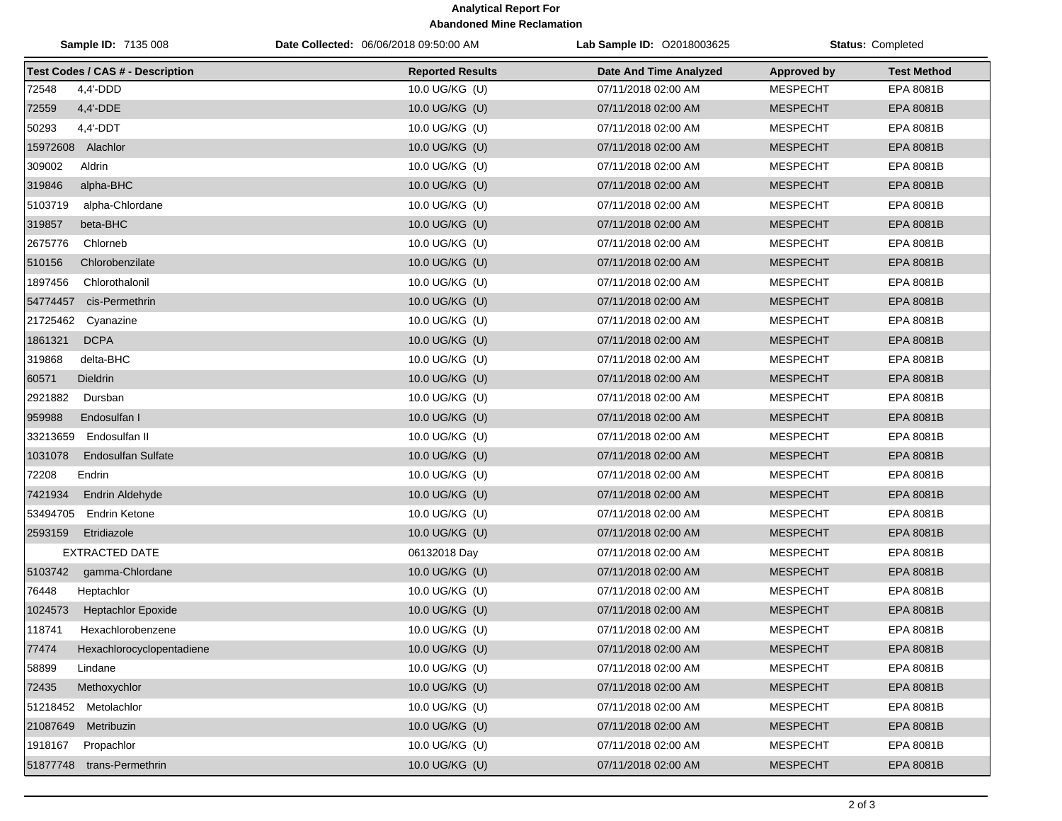**Analytical Report For**
**Abandoned Mine Reclamation**

**Sample ID:** 7135 008 | **Date Collected:** 06/06/2018 09:50:00 AM | **Lab Sample ID:** O2018003625 | **Status:** Completed

| Test Codes / CAS # - Description | Reported Results | Date And Time Analyzed | Approved by | Test Method |
|---|---|---|---|---|
| 72548 4,4'-DDD | 10.0 UG/KG (U) | 07/11/2018 02:00 AM | MESPECHT | EPA 8081B |
| 72559 4,4'-DDE | 10.0 UG/KG (U) | 07/11/2018 02:00 AM | MESPECHT | EPA 8081B |
| 50293 4,4'-DDT | 10.0 UG/KG (U) | 07/11/2018 02:00 AM | MESPECHT | EPA 8081B |
| 15972608 Alachlor | 10.0 UG/KG (U) | 07/11/2018 02:00 AM | MESPECHT | EPA 8081B |
| 309002 Aldrin | 10.0 UG/KG (U) | 07/11/2018 02:00 AM | MESPECHT | EPA 8081B |
| 319846 alpha-BHC | 10.0 UG/KG (U) | 07/11/2018 02:00 AM | MESPECHT | EPA 8081B |
| 5103719 alpha-Chlordane | 10.0 UG/KG (U) | 07/11/2018 02:00 AM | MESPECHT | EPA 8081B |
| 319857 beta-BHC | 10.0 UG/KG (U) | 07/11/2018 02:00 AM | MESPECHT | EPA 8081B |
| 2675776 Chlorneb | 10.0 UG/KG (U) | 07/11/2018 02:00 AM | MESPECHT | EPA 8081B |
| 510156 Chlorobenzilate | 10.0 UG/KG (U) | 07/11/2018 02:00 AM | MESPECHT | EPA 8081B |
| 1897456 Chlorothalonil | 10.0 UG/KG (U) | 07/11/2018 02:00 AM | MESPECHT | EPA 8081B |
| 54774457 cis-Permethrin | 10.0 UG/KG (U) | 07/11/2018 02:00 AM | MESPECHT | EPA 8081B |
| 21725462 Cyanazine | 10.0 UG/KG (U) | 07/11/2018 02:00 AM | MESPECHT | EPA 8081B |
| 1861321 DCPA | 10.0 UG/KG (U) | 07/11/2018 02:00 AM | MESPECHT | EPA 8081B |
| 319868 delta-BHC | 10.0 UG/KG (U) | 07/11/2018 02:00 AM | MESPECHT | EPA 8081B |
| 60571 Dieldrin | 10.0 UG/KG (U) | 07/11/2018 02:00 AM | MESPECHT | EPA 8081B |
| 2921882 Dursban | 10.0 UG/KG (U) | 07/11/2018 02:00 AM | MESPECHT | EPA 8081B |
| 959988 Endosulfan I | 10.0 UG/KG (U) | 07/11/2018 02:00 AM | MESPECHT | EPA 8081B |
| 33213659 Endosulfan II | 10.0 UG/KG (U) | 07/11/2018 02:00 AM | MESPECHT | EPA 8081B |
| 1031078 Endosulfan Sulfate | 10.0 UG/KG (U) | 07/11/2018 02:00 AM | MESPECHT | EPA 8081B |
| 72208 Endrin | 10.0 UG/KG (U) | 07/11/2018 02:00 AM | MESPECHT | EPA 8081B |
| 7421934 Endrin Aldehyde | 10.0 UG/KG (U) | 07/11/2018 02:00 AM | MESPECHT | EPA 8081B |
| 53494705 Endrin Ketone | 10.0 UG/KG (U) | 07/11/2018 02:00 AM | MESPECHT | EPA 8081B |
| 2593159 Etridiazole | 10.0 UG/KG (U) | 07/11/2018 02:00 AM | MESPECHT | EPA 8081B |
| EXTRACTED DATE | 06132018 Day | 07/11/2018 02:00 AM | MESPECHT | EPA 8081B |
| 5103742 gamma-Chlordane | 10.0 UG/KG (U) | 07/11/2018 02:00 AM | MESPECHT | EPA 8081B |
| 76448 Heptachlor | 10.0 UG/KG (U) | 07/11/2018 02:00 AM | MESPECHT | EPA 8081B |
| 1024573 Heptachlor Epoxide | 10.0 UG/KG (U) | 07/11/2018 02:00 AM | MESPECHT | EPA 8081B |
| 118741 Hexachlorobenzene | 10.0 UG/KG (U) | 07/11/2018 02:00 AM | MESPECHT | EPA 8081B |
| 77474 Hexachlorocyclopentadiene | 10.0 UG/KG (U) | 07/11/2018 02:00 AM | MESPECHT | EPA 8081B |
| 58899 Lindane | 10.0 UG/KG (U) | 07/11/2018 02:00 AM | MESPECHT | EPA 8081B |
| 72435 Methoxychlor | 10.0 UG/KG (U) | 07/11/2018 02:00 AM | MESPECHT | EPA 8081B |
| 51218452 Metolachlor | 10.0 UG/KG (U) | 07/11/2018 02:00 AM | MESPECHT | EPA 8081B |
| 21087649 Metribuzin | 10.0 UG/KG (U) | 07/11/2018 02:00 AM | MESPECHT | EPA 8081B |
| 1918167 Propachlor | 10.0 UG/KG (U) | 07/11/2018 02:00 AM | MESPECHT | EPA 8081B |
| 51877748 trans-Permethrin | 10.0 UG/KG (U) | 07/11/2018 02:00 AM | MESPECHT | EPA 8081B |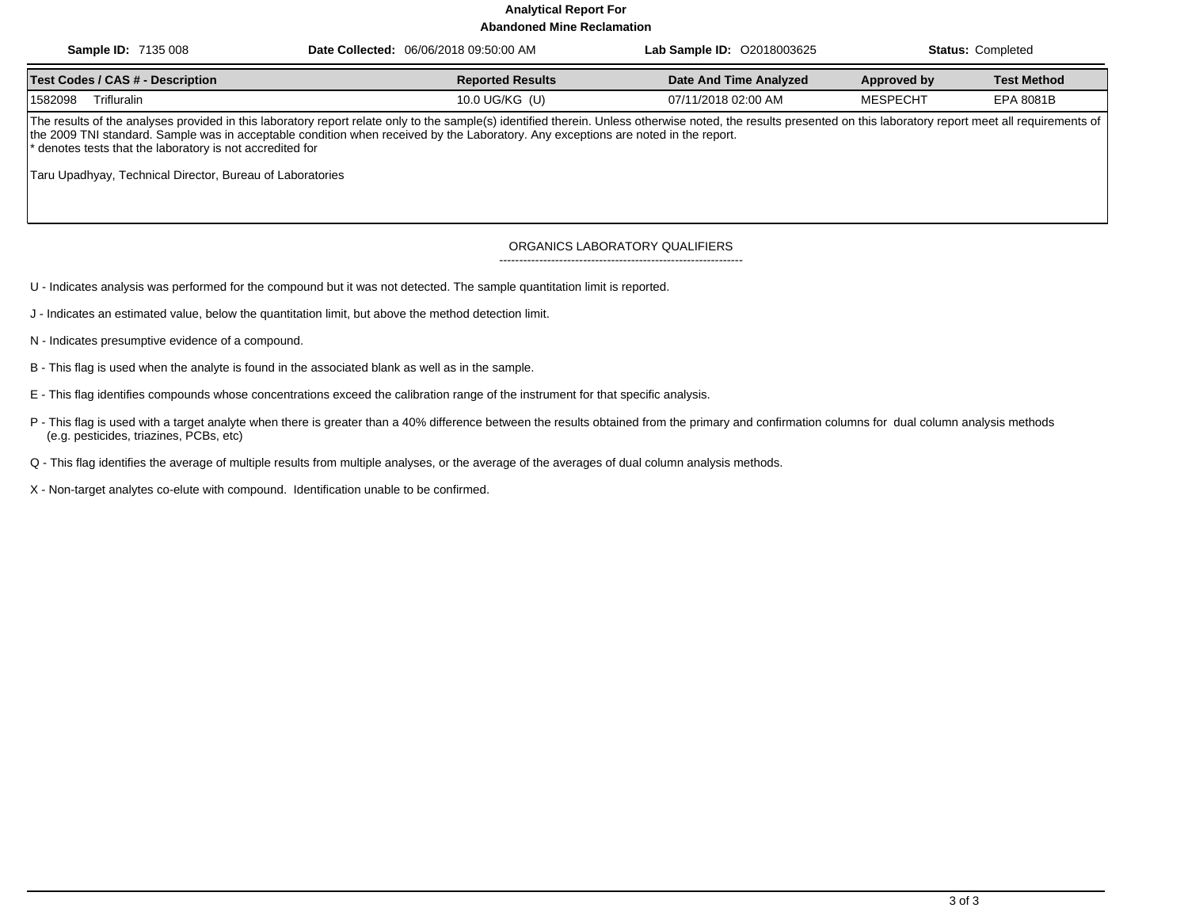**Analytical Report For**
**Abandoned Mine Reclamation**

**Sample ID:** 7135 008 | **Date Collected:** 06/06/2018 09:50:00 AM | **Lab Sample ID:** O2018003625 | **Status:** Completed

| Test Codes / CAS # - Description | Reported Results | Date And Time Analyzed | Approved by | Test Method |
|---|---|---|---|---|
| 1582098 Trifluralin | 10.0 UG/KG (U) | 07/11/2018 02:00 AM | MESPECHT | EPA 8081B |

The results of the analyses provided in this laboratory report relate only to the sample(s) identified therein. Unless otherwise noted, the results presented on this laboratory report meet all requirements of the 2009 TNI standard. Sample was in acceptable condition when received by the Laboratory. Any exceptions are noted in the report.
* denotes tests that the laboratory is not accredited for

Taru Upadhyay, Technical Director, Bureau of Laboratories

## ORGANICS LABORATORY QUALIFIERS

U - Indicates analysis was performed for the compound but it was not detected. The sample quantitation limit is reported.

J - Indicates an estimated value, below the quantitation limit, but above the method detection limit.

N - Indicates presumptive evidence of a compound.

B - This flag is used when the analyte is found in the associated blank as well as in the sample.

E - This flag identifies compounds whose concentrations exceed the calibration range of the instrument for that specific analysis.

P - This flag is used with a target analyte when there is greater than a 40% difference between the results obtained from the primary and confirmation columns for dual column analysis methods (e.g. pesticides, triazines, PCBs, etc)

Q - This flag identifies the average of multiple results from multiple analyses, or the average of the averages of dual column analysis methods.

X - Non-target analytes co-elute with compound. Identification unable to be confirmed.